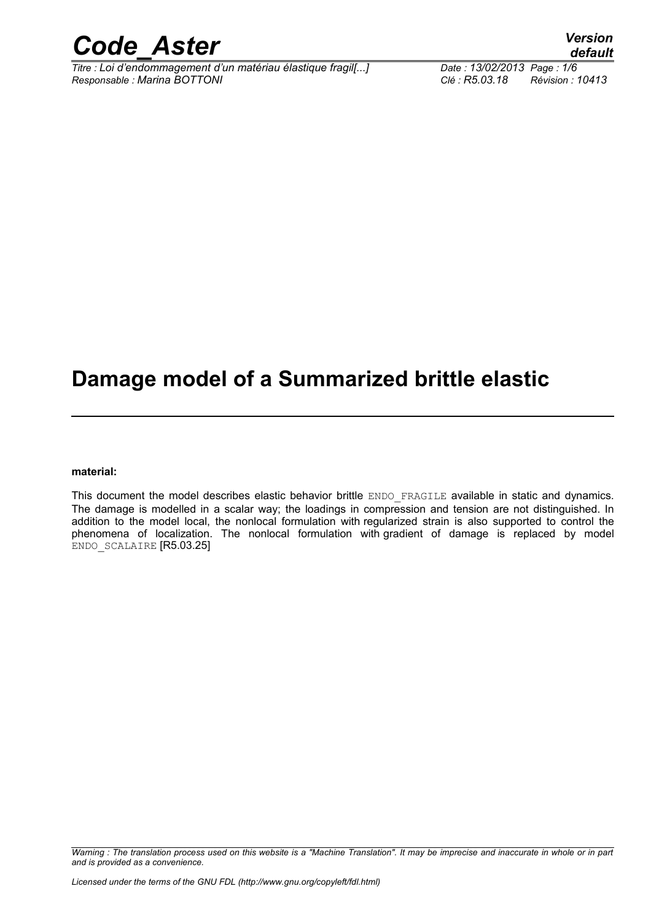# Damage model of a Summarized brittle elastic

**material:**

This document the model describes elastic behavior brittle ENDO_FRAGILE available in static and dynamics. The damage is modelled in a scalar way; the loadings in compression and tension are not distinguished. In addition to the model local, the nonlocal formulation with regularized strain is also supported to control the phenomena of localization. The nonlocal formulation with gradient of damage is replaced by model ENDO_SCALAIRE [R5.03.25]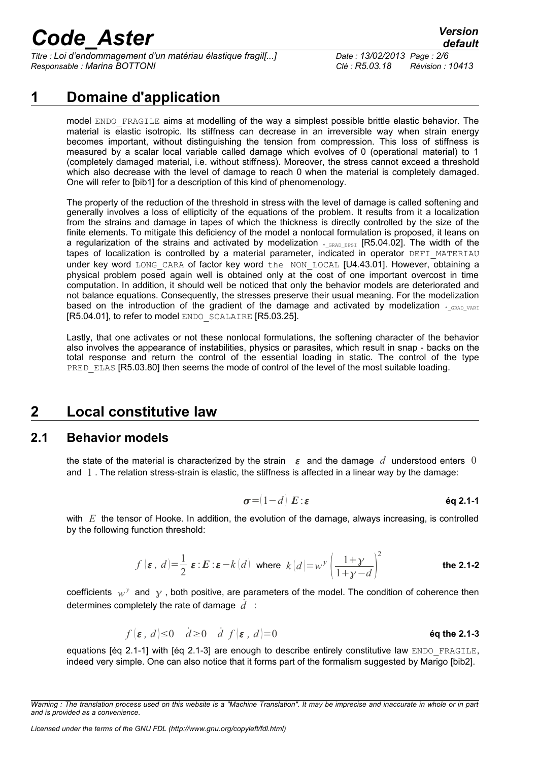# 1 Domaine d'application

model ENDO_FRAGILE aims at modelling of the way a simplest possible brittle elastic behavior. The material is elastic isotropic. Its stiffness can decrease in an irreversible way when strain energy becomes important, without distinguishing the tension from compression. This loss of stiffness is measured by a scalar local variable called damage which evolves of 0 (operational material) to 1 (completely damaged material, i.e. without stiffness). Moreover, the stress cannot exceed a threshold which also decrease with the level of damage to reach 0 when the material is completely damaged. One will refer to [bib1] for a description of this kind of phenomenology.

The property of the reduction of the threshold in stress with the level of damage is called softening and generally involves a loss of ellipticity of the equations of the problem. It results from it a localization from the strains and damage in tapes of which the thickness is directly controlled by the size of the finite elements. To mitigate this deficiency of the model a nonlocal formulation is proposed, it leans on a regularization of the strains and activated by modelization *_GRAD_EPSI [R5.04.02]. The width of the tapes of localization is controlled by a material parameter, indicated in operator DEFI_MATERIAU under key word LONG_CARA of factor key word the NON_LOCAL [U4.43.01]. However, obtaining a physical problem posed again well is obtained only at the cost of one important overcost in time computation. In addition, it should well be noticed that only the behavior models are deteriorated and not balance equations. Consequently, the stresses preserve their usual meaning. For the modelization based on the introduction of the gradient of the damage and activated by modelization *_GRAD_VARI [R5.04.01], to refer to model ENDO_SCALAIRE [R5.03.25].

Lastly, that one activates or not these nonlocal formulations, the softening character of the behavior also involves the appearance of instabilities, physics or parasites, which result in snap - backs on the total response and return the control of the essential loading in static. The control of the type PRED_ELAS [R5.03.80] then seems the mode of control of the level of the most suitable loading.

# 2 Local constitutive law

## 2.1 Behavior models

the state of the material is characterized by the strain $\boldsymbol{\varepsilon}$ and the damage $d$ understood enters $0$ and $1$. The relation stress-strain is elastic, the stiffness is affected in a linear way by the damage:

$$\boldsymbol{\sigma}=(1-d)\,\boldsymbol{E}:\boldsymbol{\varepsilon} \qquad \textbf{éq 2.1-1}$$

with $E$ the tensor of Hooke. In addition, the evolution of the damage, always increasing, is controlled by the following function threshold:

$$f(\boldsymbol{\varepsilon},\, d)=\frac{1}{2}\,\boldsymbol{\varepsilon}:\boldsymbol{E}:\boldsymbol{\varepsilon}-k(d) \quad \text{where} \quad k(d)=w^{y}\left(\frac{1+\gamma}{1+\gamma-d}\right)^{2} \qquad \textbf{the 2.1-2}$$

coefficients $w^{y}$ and $\gamma$, both positive, are parameters of the model. The condition of coherence then determines completely the rate of damage $\dot{d}$ :

$$f(\boldsymbol{\varepsilon},\, d)\leq 0 \quad \dot{d}\geq 0 \quad \dot{d}\; f(\boldsymbol{\varepsilon},\, d)=0 \qquad \textbf{éq the 2.1-3}$$

equations [éq 2.1-1] with [éq 2.1-3] are enough to describe entirely constitutive law ENDO_FRAGILE, indeed very simple. One can also notice that it forms part of the formalism suggested by Marigo [bib2].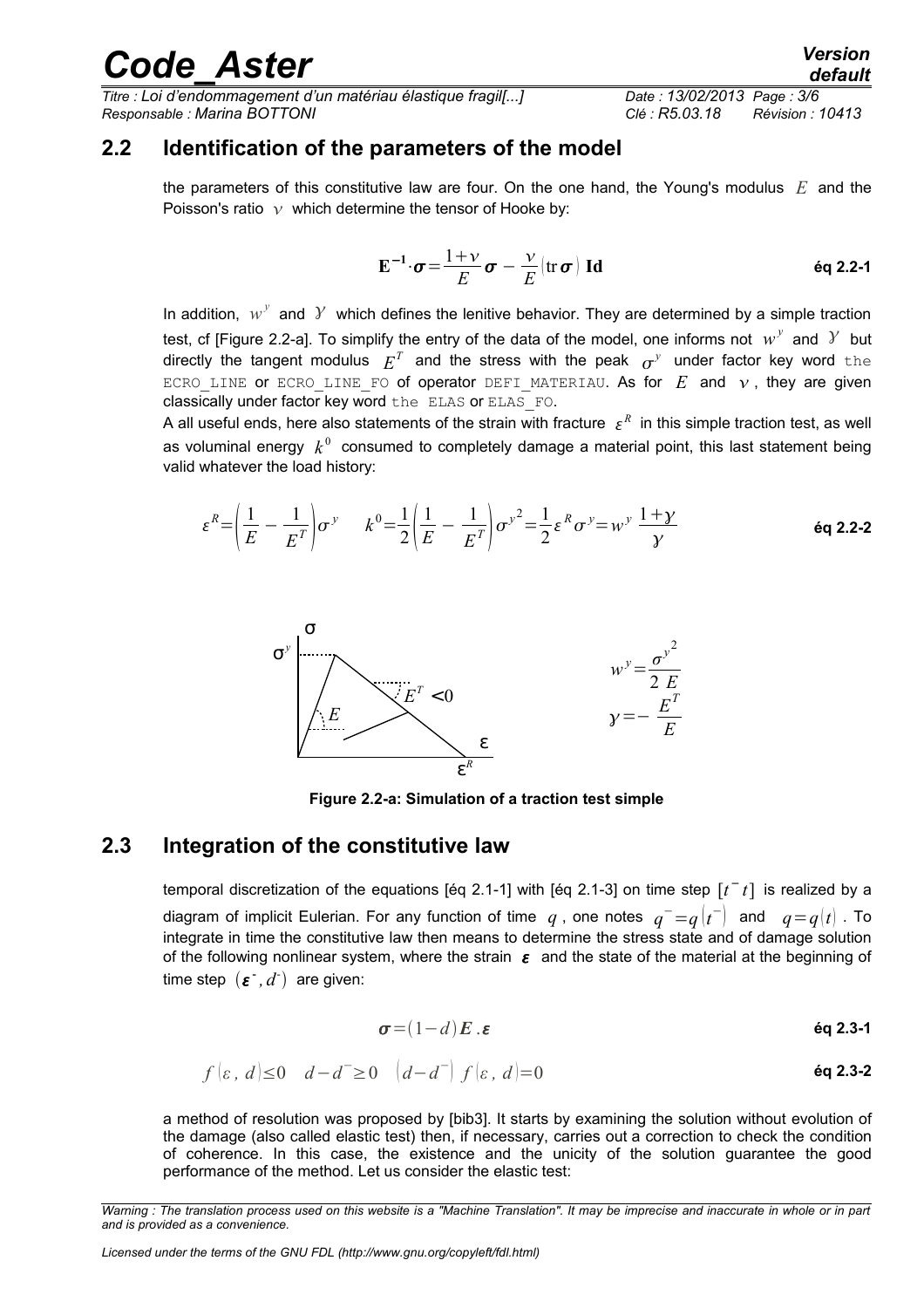## 2.2 Identification of the parameters of the model

the parameters of this constitutive law are four. On the one hand, the Young's modulus $E$ and the Poisson's ratio $\nu$ which determine the tensor of Hooke by:

$$\mathbf{E^{-1}}\cdot\boldsymbol{\sigma}=\frac{1+\nu}{E}\boldsymbol{\sigma}-\frac{\nu}{E}(\operatorname{tr}\boldsymbol{\sigma})\ \mathbf{Id} \qquad \text{éq 2.2-1}$$

In addition, $w^y$ and $\gamma$ which defines the lenitive behavior. They are determined by a simple traction test, cf [Figure 2.2-a]. To simplify the entry of the data of the model, one informs not $w^y$ and $\gamma$ but directly the tangent modulus $E^T$ and the stress with the peak $\sigma^y$ under factor key word the ECRO_LINE or ECRO_LINE_FO of operator DEFI_MATERIAU. As for $E$ and $\nu$, they are given classically under factor key word the ELAS or ELAS_FO.

A all useful ends, here also statements of the strain with fracture $\varepsilon^R$ in this simple traction test, as well as voluminal energy $k^0$ consumed to completely damage a material point, this last statement being valid whatever the load history:

$$\varepsilon^R=\left(\frac{1}{E}-\frac{1}{E^T}\right)\sigma^y \qquad k^0=\frac{1}{2}\left(\frac{1}{E}-\frac{1}{E^T}\right){\sigma^y}^2=\frac{1}{2}\varepsilon^R\sigma^y=w^y\,\frac{1+\gamma}{\gamma} \qquad \text{éq 2.2-2}$$

$$w^y=\frac{{\sigma^y}^2}{2\,E} \qquad \gamma=-\frac{E^T}{E}$$

**Figure 2.2-a: Simulation of a traction test simple**

## 2.3 Integration of the constitutive law

temporal discretization of the equations [éq 2.1-1] with [éq 2.1-3] on time step $[t^-\,t]$ is realized by a diagram of implicit Eulerian. For any function of time $q$, one notes $q^-=q(t^-)$ and $q=q(t)$. To integrate in time the constitutive law then means to determine the stress state and of damage solution of the following nonlinear system, where the strain $\boldsymbol{\varepsilon}$ and the state of the material at the beginning of time step $(\boldsymbol{\varepsilon}^-, d^-)$ are given:

$$\boldsymbol{\sigma}=(1-d)\boldsymbol{E}\,.\boldsymbol{\varepsilon} \qquad \text{éq 2.3-1}$$

$$f(\varepsilon,\,d)\leq 0 \quad d-d^-\geq 0 \quad (d-d^-)\ f(\varepsilon,\,d)=0 \qquad \text{éq 2.3-2}$$

a method of resolution was proposed by [bib3]. It starts by examining the solution without evolution of the damage (also called elastic test) then, if necessary, carries out a correction to check the condition of coherence. In this case, the existence and the unicity of the solution guarantee the good performance of the method. Let us consider the elastic test: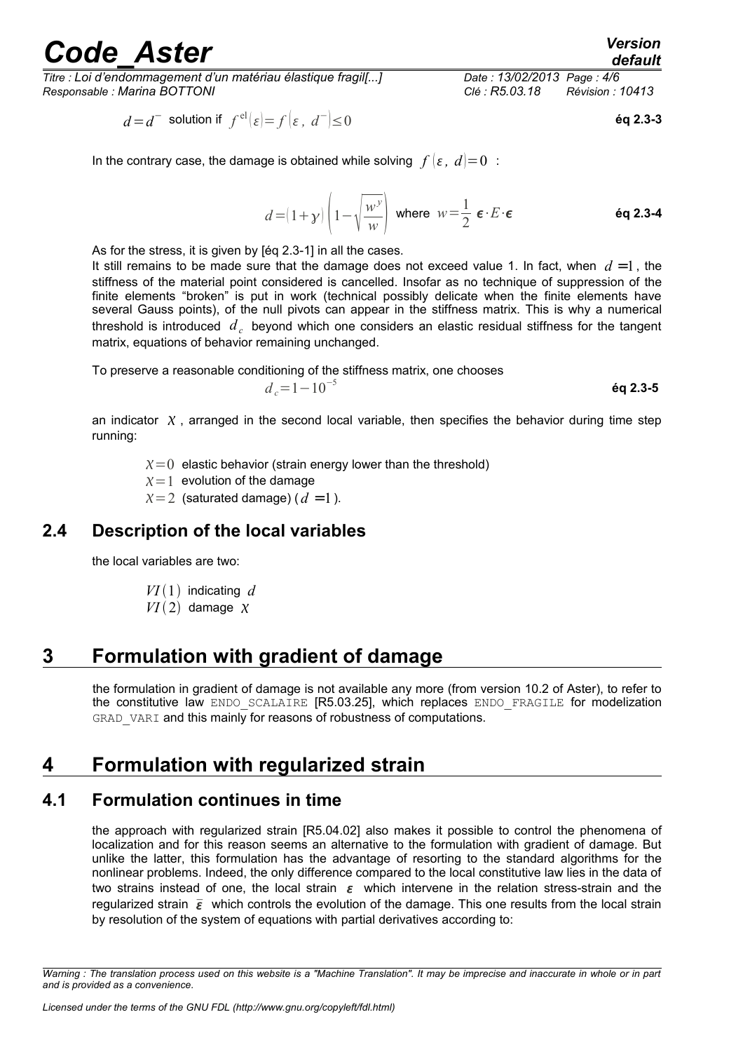$$d = d^{-} \text{ solution if } f^{\text{el}}(\varepsilon) = f(\varepsilon, d^{-}) \leq 0 \quad \text{éq 2.3-3}$$

In the contrary case, the damage is obtained while solving $f(\varepsilon, d) = 0$ :

$$d = (1+\gamma)\left(1 - \sqrt{\frac{w^{y}}{w}}\right) \text{ where } w = \frac{1}{2}\,\boldsymbol{\epsilon} \cdot E \cdot \boldsymbol{\epsilon} \quad \text{éq 2.3-4}$$

As for the stress, it is given by [éq 2.3-1] in all the cases.

It still remains to be made sure that the damage does not exceed value 1. In fact, when $d = 1$, the stiffness of the material point considered is cancelled. Insofar as no technique of suppression of the finite elements "broken" is put in work (technical possibly delicate when the finite elements have several Gauss points), of the null pivots can appear in the stiffness matrix. This is why a numerical threshold is introduced $d_c$ beyond which one considers an elastic residual stiffness for the tangent matrix, equations of behavior remaining unchanged.

To preserve a reasonable conditioning of the stiffness matrix, one chooses

$$d_c = 1 - 10^{-5} \quad \text{éq 2.3-5}$$

an indicator $\chi$, arranged in the second local variable, then specifies the behavior during time step running:

- $\chi = 0$ elastic behavior (strain energy lower than the threshold)
- $\chi = 1$ evolution of the damage
- $\chi = 2$ (saturated damage) ($d = 1$).

## 2.4 Description of the local variables

the local variables are two:

- $VI(1)$ indicating $d$
- $VI(2)$ damage $\chi$

# 3 Formulation with gradient of damage

the formulation in gradient of damage is not available any more (from version 10.2 of Aster), to refer to the constitutive law ENDO_SCALAIRE [R5.03.25], which replaces ENDO_FRAGILE for modelization GRAD_VARI and this mainly for reasons of robustness of computations.

# 4 Formulation with regularized strain

## 4.1 Formulation continues in time

the approach with regularized strain [R5.04.02] also makes it possible to control the phenomena of localization and for this reason seems an alternative to the formulation with gradient of damage. But unlike the latter, this formulation has the advantage of resorting to the standard algorithms for the nonlinear problems. Indeed, the only difference compared to the local constitutive law lies in the data of two strains instead of one, the local strain $\boldsymbol{\varepsilon}$ which intervene in the relation stress-strain and the regularized strain $\bar{\boldsymbol{\varepsilon}}$ which controls the evolution of the damage. This one results from the local strain by resolution of the system of equations with partial derivatives according to: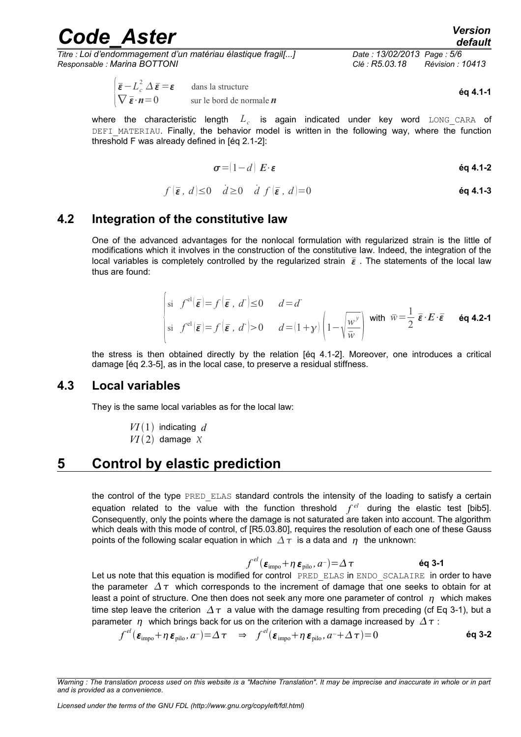$$\begin{cases} \bar{\boldsymbol{\varepsilon}} - L_c^2 \, \Delta \bar{\boldsymbol{\varepsilon}} = \boldsymbol{\varepsilon} & \text{dans la structure} \\ \nabla \bar{\boldsymbol{\varepsilon}} \cdot \boldsymbol{n} = 0 & \text{sur le bord de normale } \boldsymbol{n} \end{cases} \quad \textbf{éq 4.1-1}$$

where the characteristic length $L_c$ is again indicated under key word LONG_CARA of DEFI_MATERIAU. Finally, the behavior model is written in the following way, where the function threshold F was already defined in [éq 2.1-2]:

$$\boldsymbol{\sigma} = (1-d) \, \boldsymbol{E} \cdot \boldsymbol{\varepsilon} \quad \textbf{éq 4.1-2}$$

$$f(\bar{\boldsymbol{\varepsilon}}, d) \leq 0 \quad \dot{d} \geq 0 \quad \dot{d} \, f(\bar{\boldsymbol{\varepsilon}}, d) = 0 \quad \textbf{éq 4.1-3}$$

## 4.2 Integration of the constitutive law

One of the advanced advantages for the nonlocal formulation with regularized strain is the little of modifications which it involves in the construction of the constitutive law. Indeed, the integration of the local variables is completely controlled by the regularized strain $\bar{\boldsymbol{\varepsilon}}$. The statements of the local law thus are found:

$$\begin{cases} \text{si} \quad f^{\text{el}}(\bar{\boldsymbol{\varepsilon}}) = f(\bar{\boldsymbol{\varepsilon}}, d^{-}) \leq 0 & d = d^{-} \\ \text{si} \quad f^{\text{el}}(\bar{\boldsymbol{\varepsilon}}) = f(\bar{\boldsymbol{\varepsilon}}, d^{-}) > 0 & d = (1+\gamma)\left(1 - \sqrt{\dfrac{w^{y}}{\bar{w}}}\right) \end{cases} \quad \text{with} \quad \bar{w} = \frac{1}{2} \, \bar{\boldsymbol{\varepsilon}} \cdot \boldsymbol{E} \cdot \bar{\boldsymbol{\varepsilon}} \quad \textbf{éq 4.2-1}$$

the stress is then obtained directly by the relation [éq 4.1-2]. Moreover, one introduces a critical damage [éq 2.3-5], as in the local case, to preserve a residual stiffness.

## 4.3 Local variables

They is the same local variables as for the local law:

$VI(1)$ indicating $d$
$VI(2)$ damage $\chi$

# 5 Control by elastic prediction

the control of the type PRED_ELAS standard controls the intensity of the loading to satisfy a certain equation related to the value with the function threshold $f^{el}$ during the elastic test [bib5]. Consequently, only the points where the damage is not saturated are taken into account. The algorithm which deals with this mode of control, cf [R5.03.80], requires the resolution of each one of these Gauss points of the following scalar equation in which $\Delta\tau$ is a data and $\eta$ the unknown:

$$f^{el}(\boldsymbol{\varepsilon}_{\text{impo}} + \eta \, \boldsymbol{\varepsilon}_{\text{pilo}}, a^{-}) = \Delta\tau \quad \textbf{éq 3-1}$$

Let us note that this equation is modified for control PRED_ELAS in ENDO_SCALAIRE in order to have the parameter $\Delta\tau$ which corresponds to the increment of damage that one seeks to obtain for at least a point of structure. One then does not seek any more one parameter of control $\eta$ which makes time step leave the criterion $\Delta\tau$ a value with the damage resulting from preceding (cf Eq 3-1), but a parameter $\eta$ which brings back for us on the criterion with a damage increased by $\Delta\tau$ :

$$f^{el}(\boldsymbol{\varepsilon}_{\text{impo}} + \eta \, \boldsymbol{\varepsilon}_{\text{pilo}}, a^{-}) = \Delta\tau \quad \Rightarrow \quad f^{el}(\boldsymbol{\varepsilon}_{\text{impo}} + \eta \, \boldsymbol{\varepsilon}_{\text{pilo}}, a^{-} + \Delta\tau) = 0 \quad \textbf{éq 3-2}$$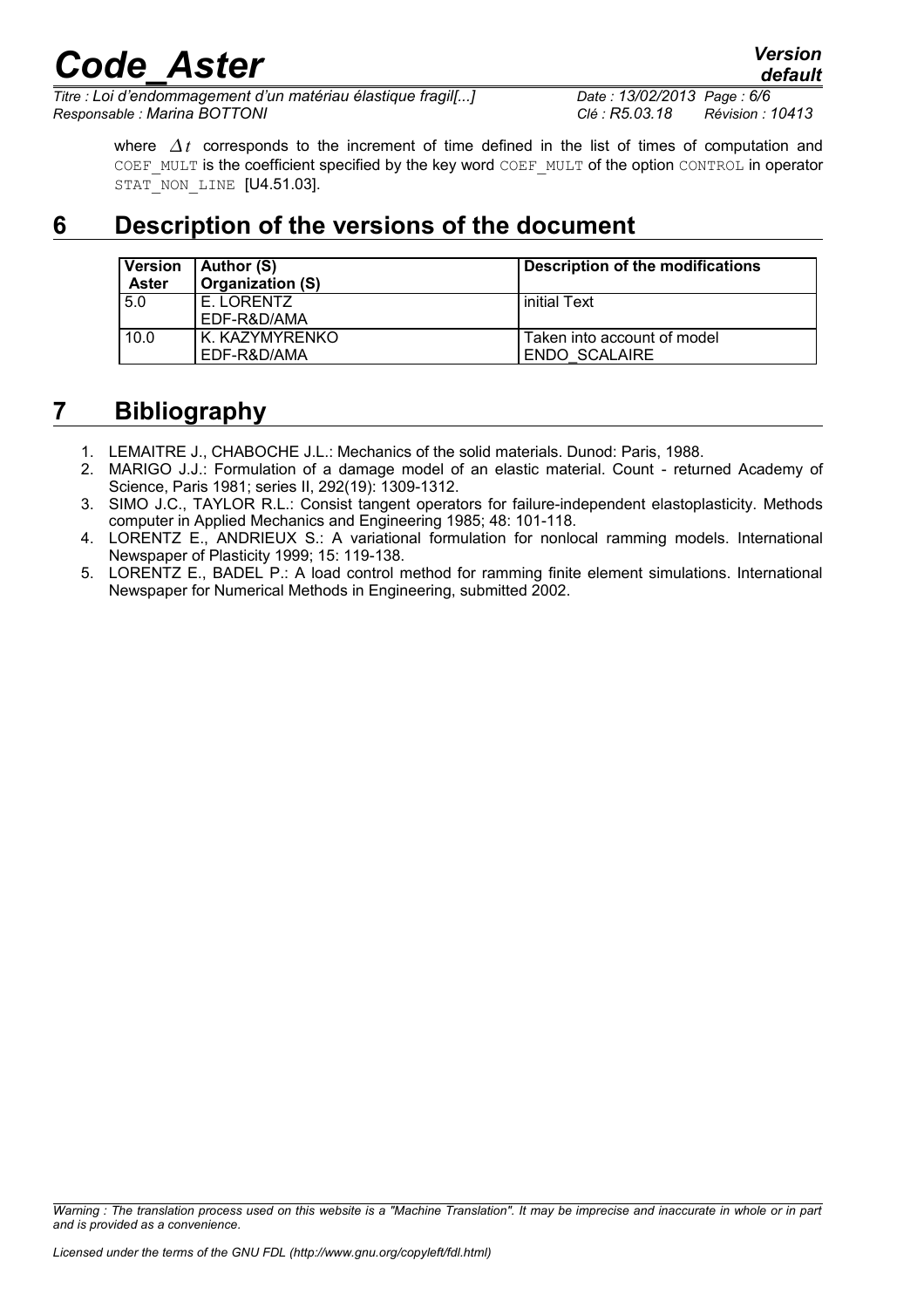where $\Delta t$ corresponds to the increment of time defined in the list of times of computation and COEF_MULT is the coefficient specified by the key word COEF_MULT of the option CONTROL in operator STAT_NON_LINE [U4.51.03].

## 6 Description of the versions of the document

| Version Aster | Author (S) Organization (S) | Description of the modifications |
|---|---|---|
| 5.0 | E. LORENTZ EDF-R&D/AMA | initial Text |
| 10.0 | K. KAZYMYRENKO EDF-R&D/AMA | Taken into account of model ENDO_SCALAIRE |

## 7 Bibliography

1. LEMAITRE J., CHABOCHE J.L.: Mechanics of the solid materials. Dunod: Paris, 1988.
2. MARIGO J.J.: Formulation of a damage model of an elastic material. Count - returned Academy of Science, Paris 1981; series II, 292(19): 1309-1312.
3. SIMO J.C., TAYLOR R.L.: Consist tangent operators for failure-independent elastoplasticity. Methods computer in Applied Mechanics and Engineering 1985; 48: 101-118.
4. LORENTZ E., ANDRIEUX S.: A variational formulation for nonlocal ramming models. International Newspaper of Plasticity 1999; 15: 119-138.
5. LORENTZ E., BADEL P.: A load control method for ramming finite element simulations. International Newspaper for Numerical Methods in Engineering, submitted 2002.